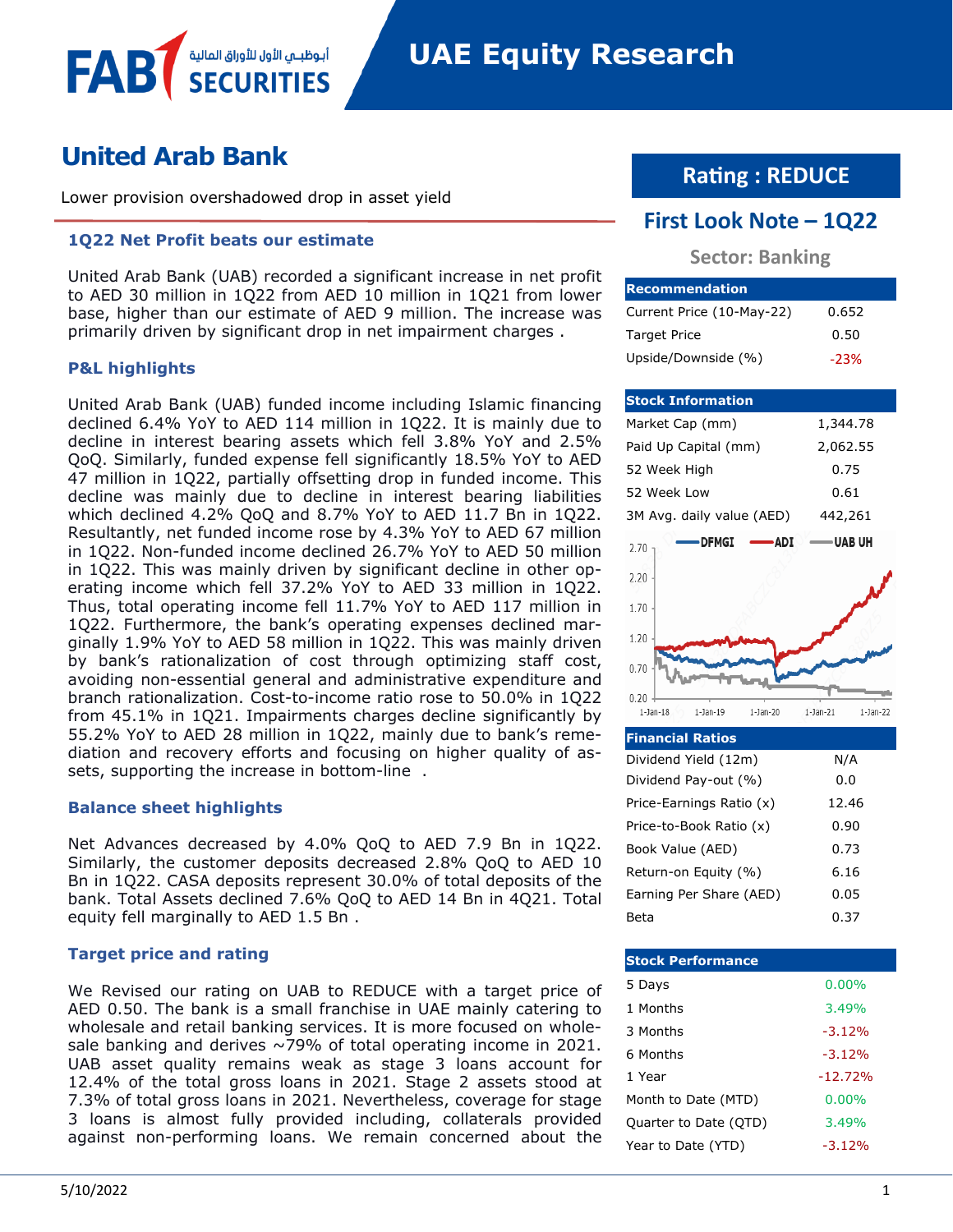FAB SECURITIES أبوظبي الأول للأوراق المالية

# UAE Equity Research

# United Arab Bank

Lower provision overshadowed drop in asset yield

### 1Q22 Net Profit beats our estimate

United Arab Bank (UAB) recorded a significant increase in net profit to AED 30 million in 1Q22 from AED 10 million in 1Q21 from lower base, higher than our estimate of AED 9 million. The increase was primarily driven by significant drop in net impairment charges .

### P&L highlights

United Arab Bank (UAB) funded income including Islamic financing declined 6.4% YoY to AED 114 million in 1Q22. It is mainly due to decline in interest bearing assets which fell 3.8% YoY and 2.5% QoQ. Similarly, funded expense fell significantly 18.5% YoY to AED 47 million in 1Q22, partially offsetting drop in funded income. This decline was mainly due to decline in interest bearing liabilities which declined 4.2% QoQ and 8.7% YoY to AED 11.7 Bn in 1Q22. Resultantly, net funded income rose by 4.3% YoY to AED 67 million in 1Q22. Non-funded income declined 26.7% YoY to AED 50 million in 1Q22. This was mainly driven by significant decline in other operating income which fell 37.2% YoY to AED 33 million in 1Q22. Thus, total operating income fell 11.7% YoY to AED 117 million in 1Q22. Furthermore, the bank's operating expenses declined marginally 1.9% YoY to AED 58 million in 1Q22. This was mainly driven by bank's rationalization of cost through optimizing staff cost, avoiding non-essential general and administrative expenditure and branch rationalization. Cost-to-income ratio rose to 50.0% in 1Q22 from 45.1% in 1Q21. Impairments charges decline significantly by 55.2% YoY to AED 28 million in 1Q22, mainly due to bank's remediation and recovery efforts and focusing on higher quality of assets, supporting the increase in bottom-line .

### Balance sheet highlights

Net Advances decreased by 4.0% QoQ to AED 7.9 Bn in 1Q22. Similarly, the customer deposits decreased 2.8% QoQ to AED 10 Bn in 1Q22. CASA deposits represent 30.0% of total deposits of the bank. Total Assets declined 7.6% QoQ to AED 14 Bn in 4Q21. Total equity fell marginally to AED 1.5 Bn .

### Target price and rating

We Revised our rating on UAB to REDUCE with a target price of AED 0.50. The bank is a small franchise in UAE mainly catering to wholesale and retail banking services. It is more focused on wholesale banking and derives ~79% of total operating income in 2021. UAB asset quality remains weak as stage 3 loans account for 12.4% of the total gross loans in 2021. Stage 2 assets stood at 7.3% of total gross loans in 2021. Nevertheless, coverage for stage 3 loans is almost fully provided including, collaterals provided against non-performing loans. We remain concerned about the

## Rating : REDUCE

## First Look Note – 1Q22

**Sector: Banking**

| Recommendation | |
|---|---|
| Current Price (10-May-22) | 0.652 |
| Target Price | 0.50 |
| Upside/Downside (%) | -23% |

| Stock Information | |
|---|---|
| Market Cap (mm) | 1,344.78 |
| Paid Up Capital (mm) | 2,062.55 |
| 52 Week High | 0.75 |
| 52 Week Low | 0.61 |
| 3M Avg. daily value (AED) | 442,261 |

| Financial Ratios | |
|---|---|
| Dividend Yield (12m) | N/A |
| Dividend Pay-out (%) | 0.0 |
| Price-Earnings Ratio (x) | 12.46 |
| Price-to-Book Ratio (x) | 0.90 |
| Book Value (AED) | 0.73 |
| Return-on Equity (%) | 6.16 |
| Earning Per Share (AED) | 0.05 |
| Beta | 0.37 |

| Stock Performance | |
|---|---|
| 5 Days | 0.00% |
| 1 Months | 3.49% |
| 3 Months | -3.12% |
| 6 Months | -3.12% |
| 1 Year | -12.72% |
| Month to Date (MTD) | 0.00% |
| Quarter to Date (QTD) | 3.49% |
| Year to Date (YTD) | -3.12% |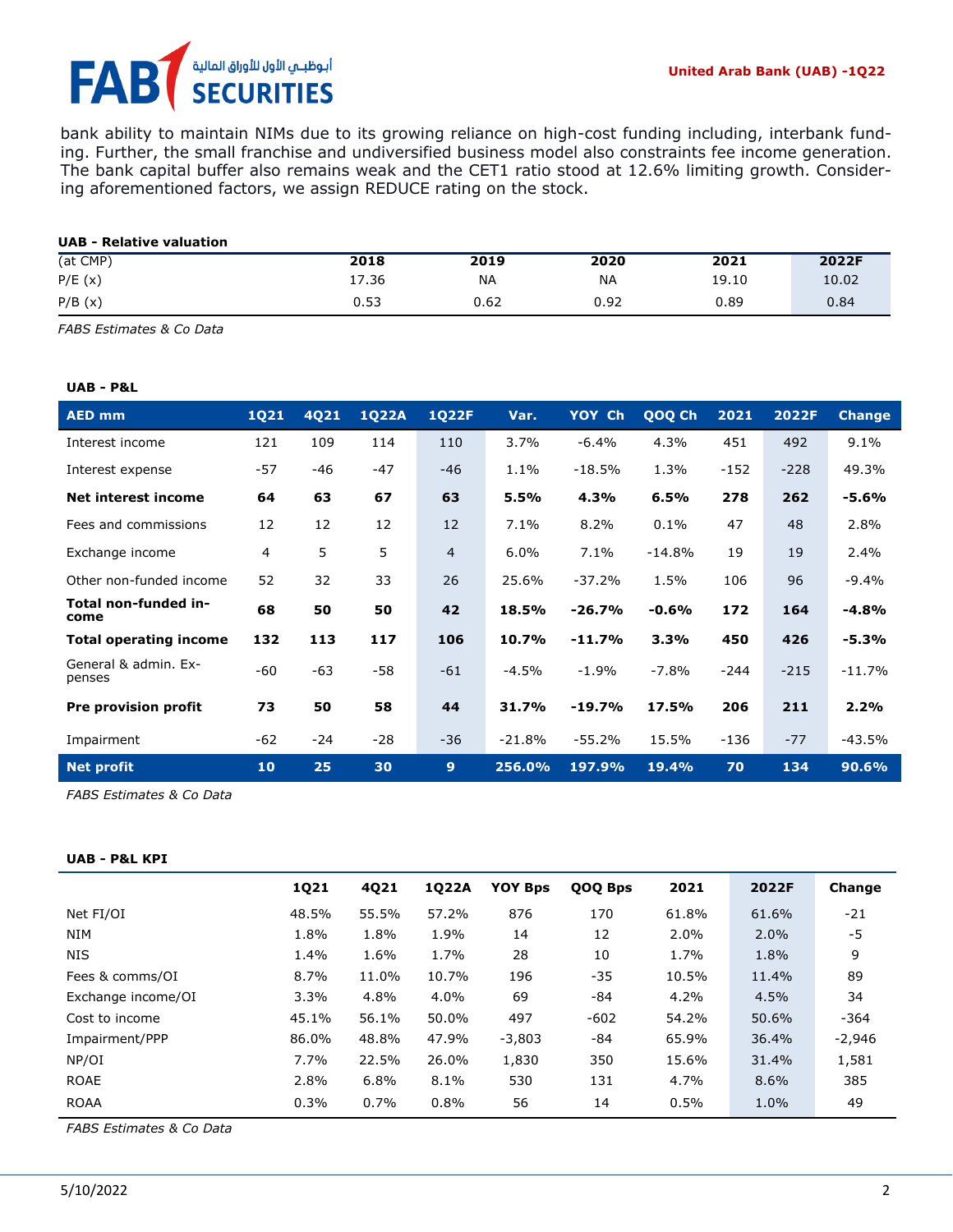bank ability to maintain NIMs due to its growing reliance on high-cost funding including, interbank funding. Further, the small franchise and undiversified business model also constraints fee income generation. The bank capital buffer also remains weak and the CET1 ratio stood at 12.6% limiting growth. Considering aforementioned factors, we assign REDUCE rating on the stock.

**UAB - Relative valuation**

| (at CMP) | 2018 | 2019 | 2020 | 2021 | 2022F |
|---|---|---|---|---|---|
| P/E (x) | 17.36 | NA | NA | 19.10 | 10.02 |
| P/B (x) | 0.53 | 0.62 | 0.92 | 0.89 | 0.84 |

*FABS Estimates & Co Data*

**UAB - P&L**

| AED mm | 1Q21 | 4Q21 | 1Q22A | 1Q22F | Var. | YOY Ch | QOQ Ch | 2021 | 2022F | Change |
|---|---|---|---|---|---|---|---|---|---|---|
| Interest income | 121 | 109 | 114 | 110 | 3.7% | -6.4% | 4.3% | 451 | 492 | 9.1% |
| Interest expense | -57 | -46 | -47 | -46 | 1.1% | -18.5% | 1.3% | -152 | -228 | 49.3% |
| **Net interest income** | **64** | **63** | **67** | **63** | **5.5%** | **4.3%** | **6.5%** | **278** | **262** | **-5.6%** |
| Fees and commissions | 12 | 12 | 12 | 12 | 7.1% | 8.2% | 0.1% | 47 | 48 | 2.8% |
| Exchange income | 4 | 5 | 5 | 4 | 6.0% | 7.1% | -14.8% | 19 | 19 | 2.4% |
| Other non-funded income | 52 | 32 | 33 | 26 | 25.6% | -37.2% | 1.5% | 106 | 96 | -9.4% |
| **Total non-funded income** | **68** | **50** | **50** | **42** | **18.5%** | **-26.7%** | **-0.6%** | **172** | **164** | **-4.8%** |
| **Total operating income** | **132** | **113** | **117** | **106** | **10.7%** | **-11.7%** | **3.3%** | **450** | **426** | **-5.3%** |
| General & admin. Expenses | -60 | -63 | -58 | -61 | -4.5% | -1.9% | -7.8% | -244 | -215 | -11.7% |
| **Pre provision profit** | **73** | **50** | **58** | **44** | **31.7%** | **-19.7%** | **17.5%** | **206** | **211** | **2.2%** |
| Impairment | -62 | -24 | -28 | -36 | -21.8% | -55.2% | 15.5% | -136 | -77 | -43.5% |
| **Net profit** | **10** | **25** | **30** | **9** | **256.0%** | **197.9%** | **19.4%** | **70** | **134** | **90.6%** |

*FABS Estimates & Co Data*

**UAB - P&L KPI**

| | 1Q21 | 4Q21 | 1Q22A | YOY Bps | QOQ Bps | 2021 | 2022F | Change |
|---|---|---|---|---|---|---|---|---|
| Net FI/OI | 48.5% | 55.5% | 57.2% | 876 | 170 | 61.8% | 61.6% | -21 |
| NIM | 1.8% | 1.8% | 1.9% | 14 | 12 | 2.0% | 2.0% | -5 |
| NIS | 1.4% | 1.6% | 1.7% | 28 | 10 | 1.7% | 1.8% | 9 |
| Fees & comms/OI | 8.7% | 11.0% | 10.7% | 196 | -35 | 10.5% | 11.4% | 89 |
| Exchange income/OI | 3.3% | 4.8% | 4.0% | 69 | -84 | 4.2% | 4.5% | 34 |
| Cost to income | 45.1% | 56.1% | 50.0% | 497 | -602 | 54.2% | 50.6% | -364 |
| Impairment/PPP | 86.0% | 48.8% | 47.9% | -3,803 | -84 | 65.9% | 36.4% | -2,946 |
| NP/OI | 7.7% | 22.5% | 26.0% | 1,830 | 350 | 15.6% | 31.4% | 1,581 |
| ROAE | 2.8% | 6.8% | 8.1% | 530 | 131 | 4.7% | 8.6% | 385 |
| ROAA | 0.3% | 0.7% | 0.8% | 56 | 14 | 0.5% | 1.0% | 49 |

*FABS Estimates & Co Data*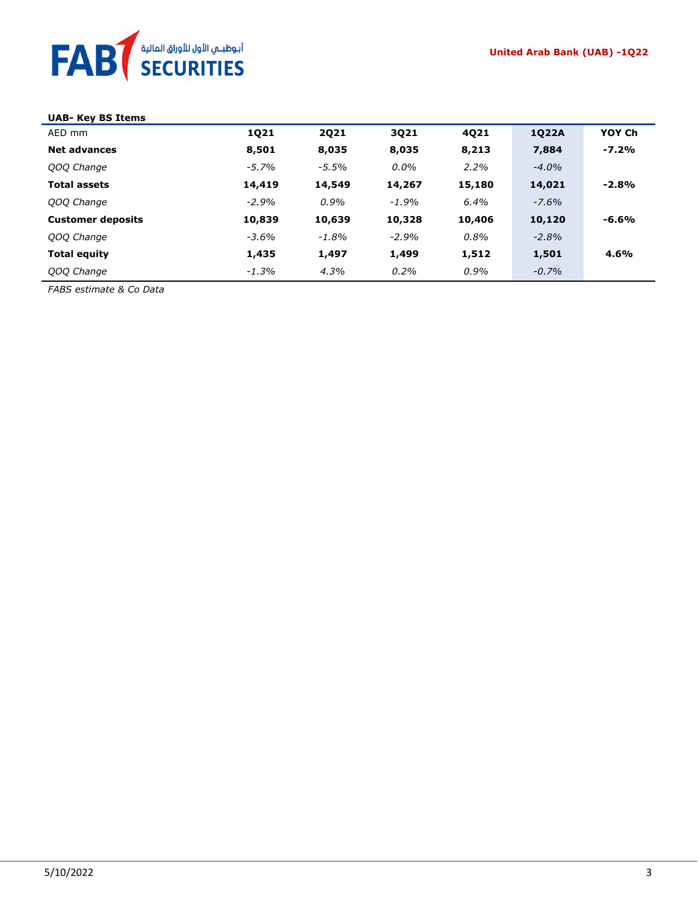**UAB- Key BS Items**

| AED mm | 1Q21 | 2Q21 | 3Q21 | 4Q21 | 1Q22A | YOY Ch |
|---|---|---|---|---|---|---|
| **Net advances** | **8,501** | **8,035** | **8,035** | **8,213** | **7,884** | **-7.2%** |
| *QOQ Change* | *-5.7%* | *-5.5%* | *0.0%* | *2.2%* | *-4.0%* | |
| **Total assets** | **14,419** | **14,549** | **14,267** | **15,180** | **14,021** | **-2.8%** |
| *QOQ Change* | *-2.9%* | *0.9%* | *-1.9%* | *6.4%* | *-7.6%* | |
| **Customer deposits** | **10,839** | **10,639** | **10,328** | **10,406** | **10,120** | **-6.6%** |
| *QOQ Change* | *-3.6%* | *-1.8%* | *-2.9%* | *0.8%* | *-2.8%* | |
| **Total equity** | **1,435** | **1,497** | **1,499** | **1,512** | **1,501** | **4.6%** |
| *QOQ Change* | *-1.3%* | *4.3%* | *0.2%* | *0.9%* | *-0.7%* | |

*FABS estimate & Co Data*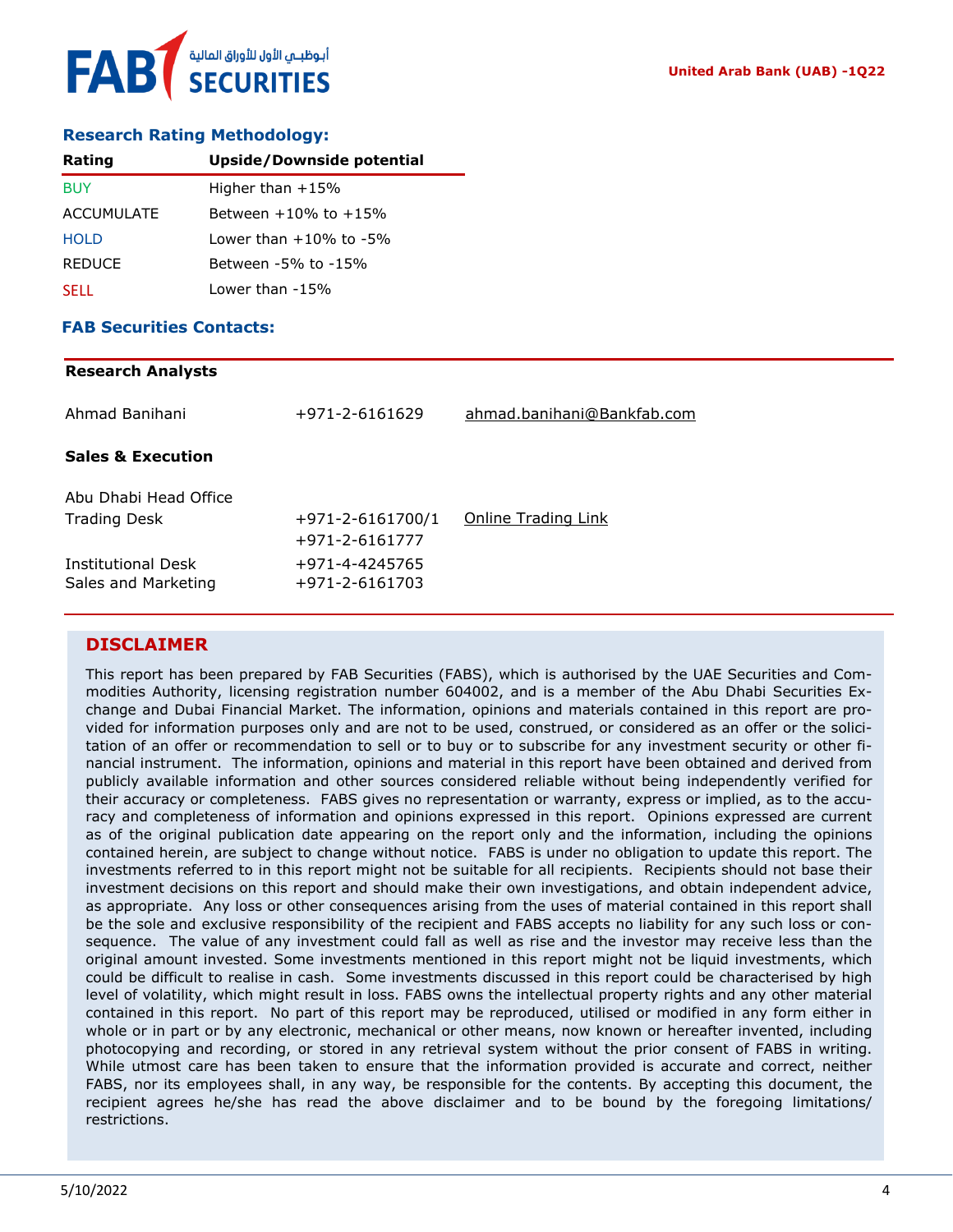## Research Rating Methodology:

| Rating | Upside/Downside potential |
|---|---|
| BUY | Higher than +15% |
| ACCUMULATE | Between +10% to +15% |
| HOLD | Lower than +10% to -5% |
| REDUCE | Between -5% to -15% |
| SELL | Lower than -15% |

## FAB Securities Contacts:

**Research Analysts**

| | | |
|---|---|---|
| Ahmad Banihani | +971-2-6161629 | ahmad.banihani@Bankfab.com |

**Sales & Execution**

| | | |
|---|---|---|
| Abu Dhabi Head Office | | |
| Trading Desk | +971-2-6161700/1<br>+971-2-6161777 | Online Trading Link |
| Institutional Desk | +971-4-4245765 | |
| Sales and Marketing | +971-2-6161703 | |

## DISCLAIMER

This report has been prepared by FAB Securities (FABS), which is authorised by the UAE Securities and Commodities Authority, licensing registration number 604002, and is a member of the Abu Dhabi Securities Exchange and Dubai Financial Market. The information, opinions and materials contained in this report are provided for information purposes only and are not to be used, construed, or considered as an offer or the solicitation of an offer or recommendation to sell or to buy or to subscribe for any investment security or other financial instrument. The information, opinions and material in this report have been obtained and derived from publicly available information and other sources considered reliable without being independently verified for their accuracy or completeness. FABS gives no representation or warranty, express or implied, as to the accuracy and completeness of information and opinions expressed in this report. Opinions expressed are current as of the original publication date appearing on the report only and the information, including the opinions contained herein, are subject to change without notice. FABS is under no obligation to update this report. The investments referred to in this report might not be suitable for all recipients. Recipients should not base their investment decisions on this report and should make their own investigations, and obtain independent advice, as appropriate. Any loss or other consequences arising from the uses of material contained in this report shall be the sole and exclusive responsibility of the recipient and FABS accepts no liability for any such loss or consequence. The value of any investment could fall as well as rise and the investor may receive less than the original amount invested. Some investments mentioned in this report might not be liquid investments, which could be difficult to realise in cash. Some investments discussed in this report could be characterised by high level of volatility, which might result in loss. FABS owns the intellectual property rights and any other material contained in this report. No part of this report may be reproduced, utilised or modified in any form either in whole or in part or by any electronic, mechanical or other means, now known or hereafter invented, including photocopying and recording, or stored in any retrieval system without the prior consent of FABS in writing. While utmost care has been taken to ensure that the information provided is accurate and correct, neither FABS, nor its employees shall, in any way, be responsible for the contents. By accepting this document, the recipient agrees he/she has read the above disclaimer and to be bound by the foregoing limitations/ restrictions.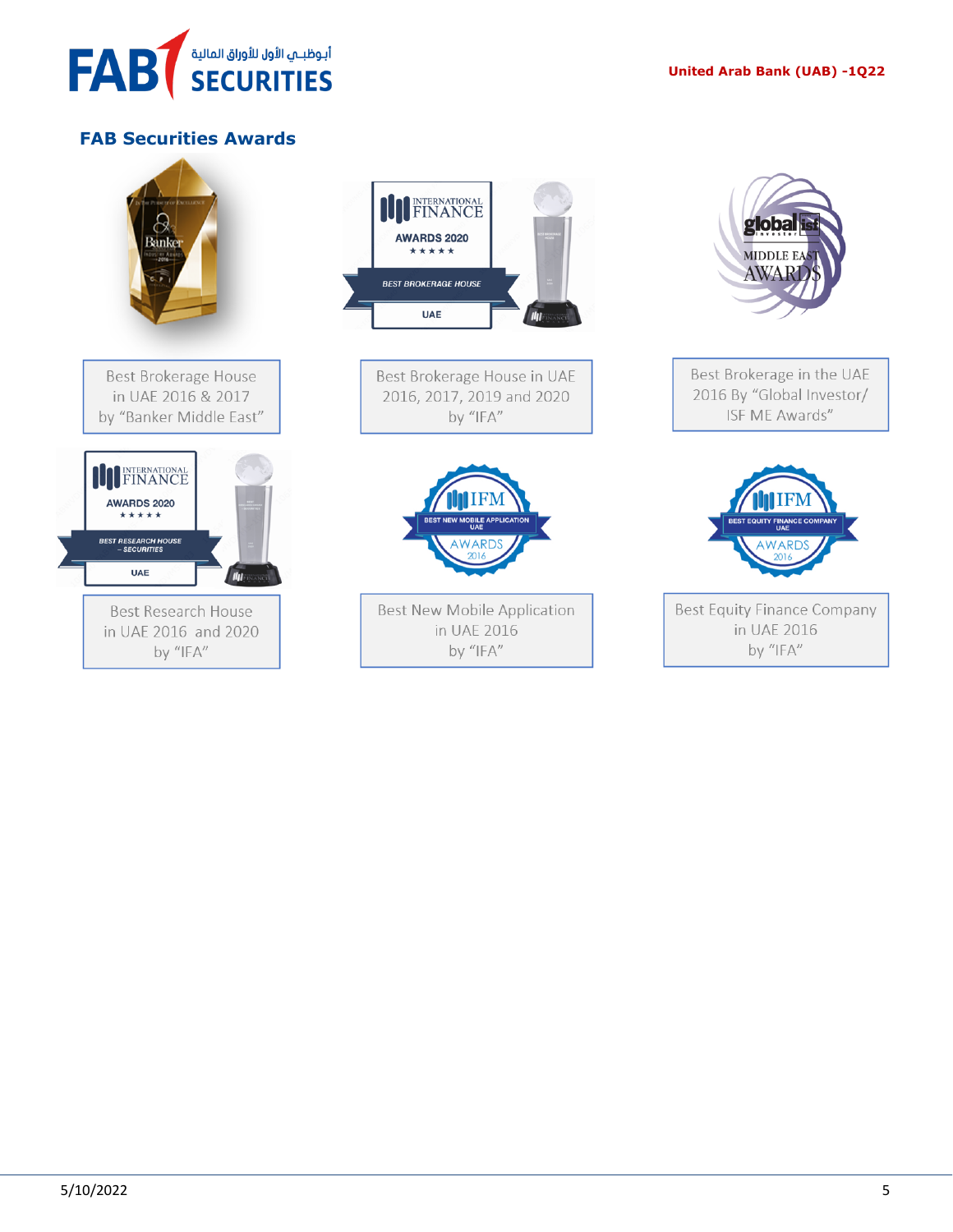## FAB Securities Awards

Best Brokerage House in UAE 2016 & 2017 by "Banker Middle East"

Best Brokerage House in UAE 2016, 2017, 2019 and 2020 by "IFA"

Best Brokerage in the UAE 2016 By "Global Investor/ ISF ME Awards"

Best Research House in UAE 2016 and 2020 by "IFA"

Best New Mobile Application in UAE 2016 by "IFA"

Best Equity Finance Company in UAE 2016 by "IFA"